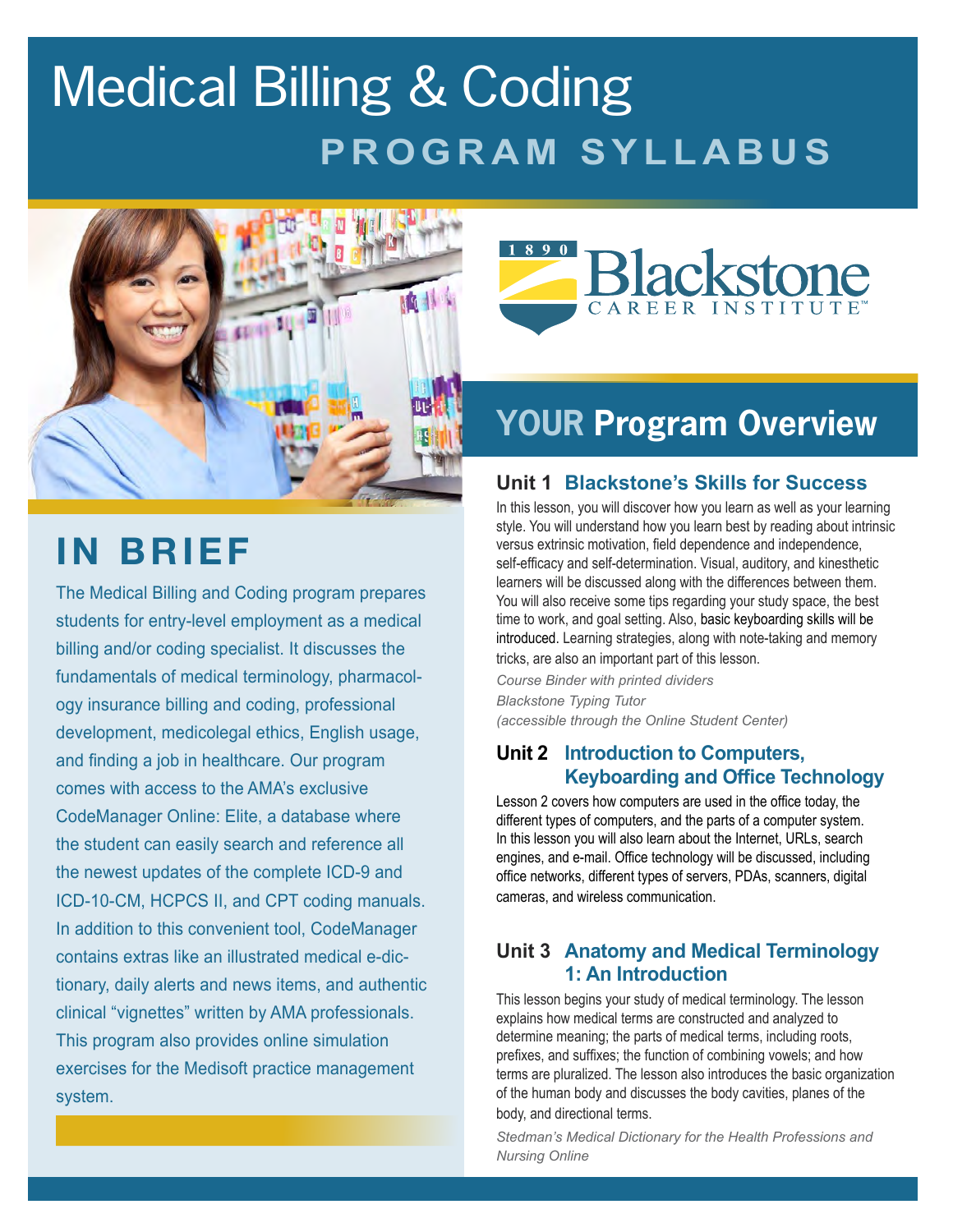# Medical Billing & Coding

## PROGRAM SYLLABUS

## IN BRIEF

The Medical Billing and Coding program prepares students for entry-level employment as a medical billing and/or coding specialist. It discusses the fundamentals of medical terminology, pharmacology insurance billing and coding, professional development, medicolegal ethics, English usage, and finding a job in healthcare. Our program comes with access to the AMA's exclusive CodeManager Online: Elite, a database where the student can easily search and reference all the newest updates of the complete ICD-9 and ICD-10-CM, HCPCS II, and CPT coding manuals. In addition to this convenient tool, CodeManager contains extras like an illustrated medical e-dictionary, daily alerts and news items, and authentic clinical "vignettes" written by AMA professionals. This program also provides online simulation exercises for the Medisoft practice management system.

1890 Blackstone CAREER INSTITUTE™

## YOUR Program Overview

### Unit 1 Blackstone's Skills for Success

In this lesson, you will discover how you learn as well as your learning style. You will understand how you learn best by reading about intrinsic versus extrinsic motivation, field dependence and independence, self-efficacy and self-determination. Visual, auditory, and kinesthetic learners will be discussed along with the differences between them. You will also receive some tips regarding your study space, the best time to work, and goal setting. Also, basic keyboarding skills will be introduced. Learning strategies, along with note-taking and memory tricks, are also an important part of this lesson.

*Course Binder with printed dividers*
*Blackstone Typing Tutor*
*(accessible through the Online Student Center)*

### Unit 2 Introduction to Computers, Keyboarding and Office Technology

Lesson 2 covers how computers are used in the office today, the different types of computers, and the parts of a computer system. In this lesson you will also learn about the Internet, URLs, search engines, and e-mail. Office technology will be discussed, including office networks, different types of servers, PDAs, scanners, digital cameras, and wireless communication.

### Unit 3 Anatomy and Medical Terminology 1: An Introduction

This lesson begins your study of medical terminology. The lesson explains how medical terms are constructed and analyzed to determine meaning; the parts of medical terms, including roots, prefixes, and suffixes; the function of combining vowels; and how terms are pluralized. The lesson also introduces the basic organization of the human body and discusses the body cavities, planes of the body, and directional terms.

*Stedman's Medical Dictionary for the Health Professions and Nursing Online*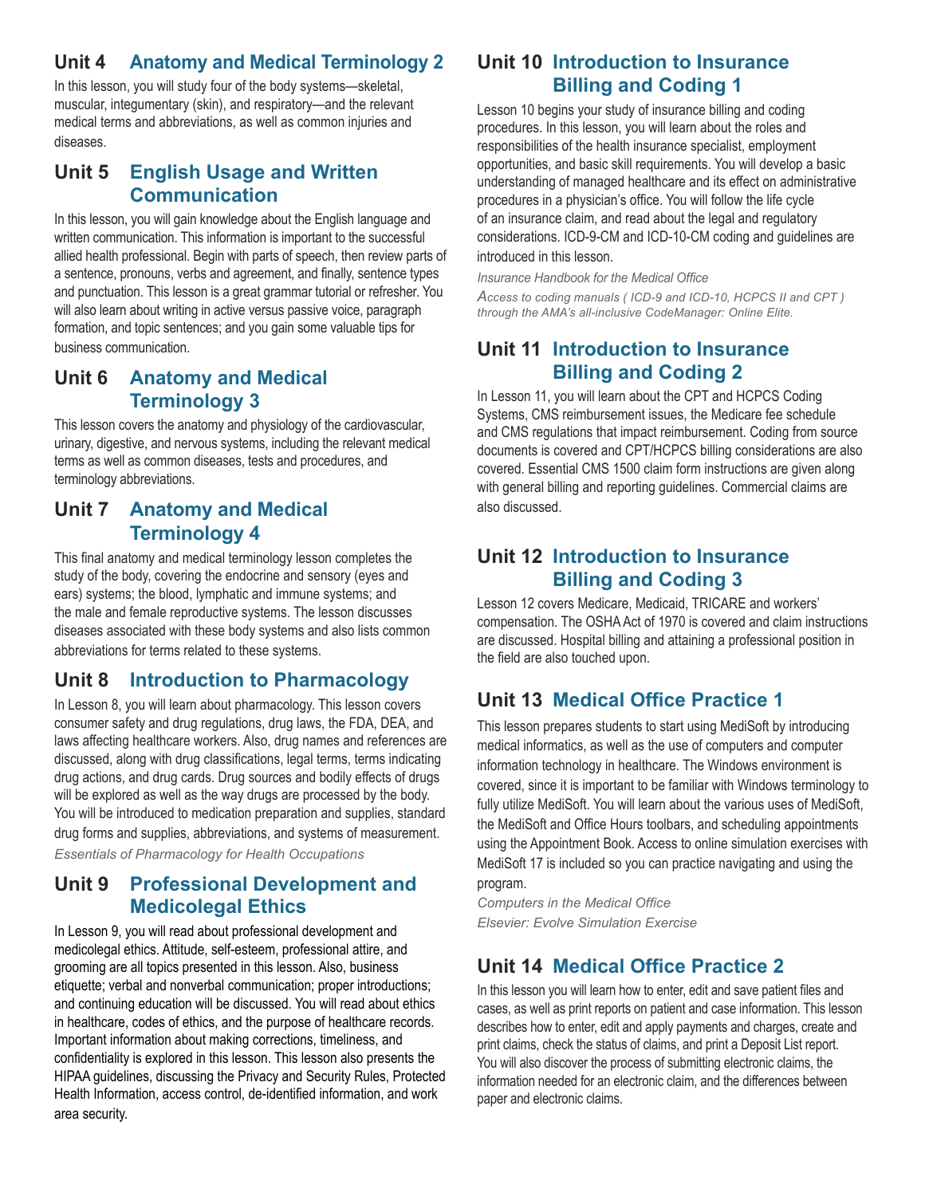## Unit 4 Anatomy and Medical Terminology 2

In this lesson, you will study four of the body systems—skeletal, muscular, integumentary (skin), and respiratory—and the relevant medical terms and abbreviations, as well as common injuries and diseases.

## Unit 5 English Usage and Written Communication

In this lesson, you will gain knowledge about the English language and written communication. This information is important to the successful allied health professional. Begin with parts of speech, then review parts of a sentence, pronouns, verbs and agreement, and finally, sentence types and punctuation. This lesson is a great grammar tutorial or refresher. You will also learn about writing in active versus passive voice, paragraph formation, and topic sentences; and you gain some valuable tips for business communication.

## Unit 6 Anatomy and Medical Terminology 3

This lesson covers the anatomy and physiology of the cardiovascular, urinary, digestive, and nervous systems, including the relevant medical terms as well as common diseases, tests and procedures, and terminology abbreviations.

## Unit 7 Anatomy and Medical Terminology 4

This final anatomy and medical terminology lesson completes the study of the body, covering the endocrine and sensory (eyes and ears) systems; the blood, lymphatic and immune systems; and the male and female reproductive systems. The lesson discusses diseases associated with these body systems and also lists common abbreviations for terms related to these systems.

## Unit 8 Introduction to Pharmacology

In Lesson 8, you will learn about pharmacology. This lesson covers consumer safety and drug regulations, drug laws, the FDA, DEA, and laws affecting healthcare workers. Also, drug names and references are discussed, along with drug classifications, legal terms, terms indicating drug actions, and drug cards. Drug sources and bodily effects of drugs will be explored as well as the way drugs are processed by the body. You will be introduced to medication preparation and supplies, standard drug forms and supplies, abbreviations, and systems of measurement.

*Essentials of Pharmacology for Health Occupations*

## Unit 9 Professional Development and Medicolegal Ethics

In Lesson 9, you will read about professional development and medicolegal ethics. Attitude, self-esteem, professional attire, and grooming are all topics presented in this lesson. Also, business etiquette; verbal and nonverbal communication; proper introductions; and continuing education will be discussed. You will read about ethics in healthcare, codes of ethics, and the purpose of healthcare records. Important information about making corrections, timeliness, and confidentiality is explored in this lesson. This lesson also presents the HIPAA guidelines, discussing the Privacy and Security Rules, Protected Health Information, access control, de-identified information, and work area security.

## Unit 10 Introduction to Insurance Billing and Coding 1

Lesson 10 begins your study of insurance billing and coding procedures. In this lesson, you will learn about the roles and responsibilities of the health insurance specialist, employment opportunities, and basic skill requirements. You will develop a basic understanding of managed healthcare and its effect on administrative procedures in a physician's office. You will follow the life cycle of an insurance claim, and read about the legal and regulatory considerations. ICD-9-CM and ICD-10-CM coding and guidelines are introduced in this lesson.

*Insurance Handbook for the Medical Office*

*Access to coding manuals ( ICD-9 and ICD-10, HCPCS II and CPT ) through the AMA's all-inclusive CodeManager: Online Elite.*

## Unit 11 Introduction to Insurance Billing and Coding 2

In Lesson 11, you will learn about the CPT and HCPCS Coding Systems, CMS reimbursement issues, the Medicare fee schedule and CMS regulations that impact reimbursement. Coding from source documents is covered and CPT/HCPCS billing considerations are also covered. Essential CMS 1500 claim form instructions are given along with general billing and reporting guidelines. Commercial claims are also discussed.

## Unit 12 Introduction to Insurance Billing and Coding 3

Lesson 12 covers Medicare, Medicaid, TRICARE and workers' compensation. The OSHA Act of 1970 is covered and claim instructions are discussed. Hospital billing and attaining a professional position in the field are also touched upon.

## Unit 13 Medical Office Practice 1

This lesson prepares students to start using MediSoft by introducing medical informatics, as well as the use of computers and computer information technology in healthcare. The Windows environment is covered, since it is important to be familiar with Windows terminology to fully utilize MediSoft. You will learn about the various uses of MediSoft, the MediSoft and Office Hours toolbars, and scheduling appointments using the Appointment Book. Access to online simulation exercises with MediSoft 17 is included so you can practice navigating and using the program.

*Computers in the Medical Office*

*Elsevier: Evolve Simulation Exercise*

## Unit 14 Medical Office Practice 2

In this lesson you will learn how to enter, edit and save patient files and cases, as well as print reports on patient and case information. This lesson describes how to enter, edit and apply payments and charges, create and print claims, check the status of claims, and print a Deposit List report. You will also discover the process of submitting electronic claims, the information needed for an electronic claim, and the differences between paper and electronic claims.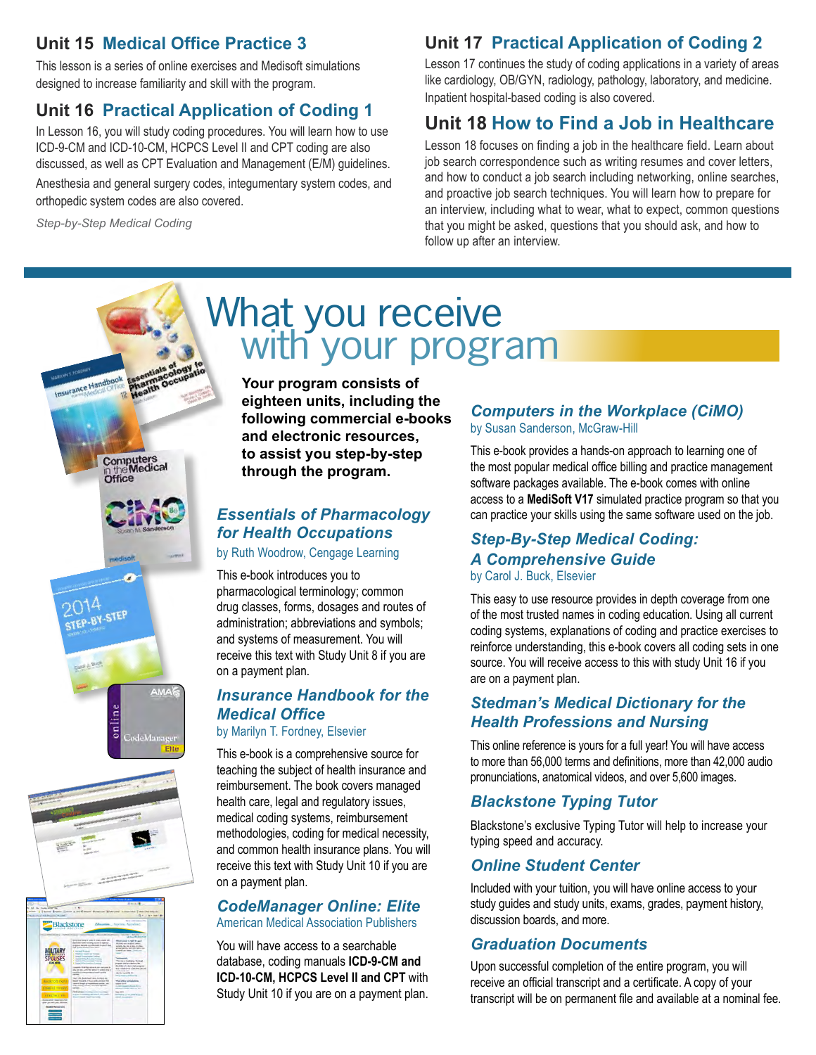## Unit 15 Medical Office Practice 3

This lesson is a series of online exercises and Medisoft simulations designed to increase familiarity and skill with the program.

## Unit 16 Practical Application of Coding 1

In Lesson 16, you will study coding procedures. You will learn how to use ICD-9-CM and ICD-10-CM, HCPCS Level II and CPT coding are also discussed, as well as CPT Evaluation and Management (E/M) guidelines. Anesthesia and general surgery codes, integumentary system codes, and orthopedic system codes are also covered.

*Step-by-Step Medical Coding*

## Unit 17 Practical Application of Coding 2

Lesson 17 continues the study of coding applications in a variety of areas like cardiology, OB/GYN, radiology, pathology, laboratory, and medicine. Inpatient hospital-based coding is also covered.

## Unit 18 How to Find a Job in Healthcare

Lesson 18 focuses on finding a job in the healthcare field. Learn about job search correspondence such as writing resumes and cover letters, and how to conduct a job search including networking, online searches, and proactive job search techniques. You will learn how to prepare for an interview, including what to wear, what to expect, common questions that you might be asked, questions that you should ask, and how to follow up after an interview.

# What you receive with your program

**Your program consists of eighteen units, including the following commercial e-books and electronic resources, to assist you step-by-step through the program.**

### *Essentials of Pharmacology for Health Occupations*

by Ruth Woodrow, Cengage Learning

This e-book introduces you to pharmacological terminology; common drug classes, forms, dosages and routes of administration; abbreviations and symbols; and systems of measurement. You will receive this text with Study Unit 8 if you are on a payment plan.

### *Insurance Handbook for the Medical Office*

by Marilyn T. Fordney, Elsevier

This e-book is a comprehensive source for teaching the subject of health insurance and reimbursement. The book covers managed health care, legal and regulatory issues, medical coding systems, reimbursement methodologies, coding for medical necessity, and common health insurance plans. You will receive this text with Study Unit 10 if you are on a payment plan.

### *CodeManager Online: Elite*

American Medical Association Publishers

You will have access to a searchable database, coding manuals **ICD-9-CM and ICD-10-CM, HCPCS Level II and CPT** with Study Unit 10 if you are on a payment plan.

### *Computers in the Workplace (CiMO)*

by Susan Sanderson, McGraw-Hill

This e-book provides a hands-on approach to learning one of the most popular medical office billing and practice management software packages available. The e-book comes with online access to a **MediSoft V17** simulated practice program so that you can practice your skills using the same software used on the job.

### *Step-By-Step Medical Coding: A Comprehensive Guide*

by Carol J. Buck, Elsevier

This easy to use resource provides in depth coverage from one of the most trusted names in coding education. Using all current coding systems, explanations of coding and practice exercises to reinforce understanding, this e-book covers all coding sets in one source. You will receive access to this with study Unit 16 if you are on a payment plan.

### *Stedman's Medical Dictionary for the Health Professions and Nursing*

This online reference is yours for a full year! You will have access to more than 56,000 terms and definitions, more than 42,000 audio pronunciations, anatomical videos, and over 5,600 images.

### *Blackstone Typing Tutor*

Blackstone's exclusive Typing Tutor will help to increase your typing speed and accuracy.

### *Online Student Center*

Included with your tuition, you will have online access to your study guides and study units, exams, grades, payment history, discussion boards, and more.

### *Graduation Documents*

Upon successful completion of the entire program, you will receive an official transcript and a certificate. A copy of your transcript will be on permanent file and available at a nominal fee.